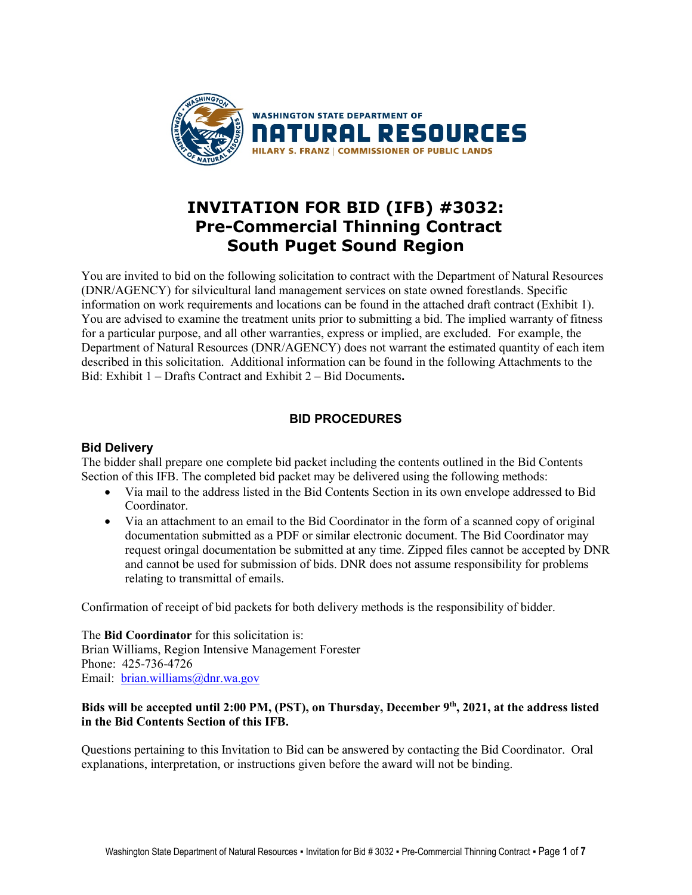WASHINGTON STATE DEPARTMENT OF
NATURAL RESOURCES
HILARY S. FRANZ | COMMISSIONER OF PUBLIC LANDS

# INVITATION FOR BID (IFB) #3032: Pre-Commercial Thinning Contract South Puget Sound Region

You are invited to bid on the following solicitation to contract with the Department of Natural Resources (DNR/AGENCY) for silvicultural land management services on state owned forestlands. Specific information on work requirements and locations can be found in the attached draft contract (Exhibit 1). You are advised to examine the treatment units prior to submitting a bid. The implied warranty of fitness for a particular purpose, and all other warranties, express or implied, are excluded. For example, the Department of Natural Resources (DNR/AGENCY) does not warrant the estimated quantity of each item described in this solicitation. Additional information can be found in the following Attachments to the Bid: Exhibit 1 – Drafts Contract and Exhibit 2 – Bid Documents**.**

## BID PROCEDURES

### Bid Delivery

The bidder shall prepare one complete bid packet including the contents outlined in the Bid Contents Section of this IFB. The completed bid packet may be delivered using the following methods:

- Via mail to the address listed in the Bid Contents Section in its own envelope addressed to Bid Coordinator.
- Via an attachment to an email to the Bid Coordinator in the form of a scanned copy of original documentation submitted as a PDF or similar electronic document. The Bid Coordinator may request oringal documentation be submitted at any time. Zipped files cannot be accepted by DNR and cannot be used for submission of bids. DNR does not assume responsibility for problems relating to transmittal of emails.

Confirmation of receipt of bid packets for both delivery methods is the responsibility of bidder.

The **Bid Coordinator** for this solicitation is:
Brian Williams, Region Intensive Management Forester
Phone: 425-736-4726
Email: brian.williams@dnr.wa.gov

**Bids will be accepted until 2:00 PM, (PST), on Thursday, December 9th, 2021, at the address listed in the Bid Contents Section of this IFB.**

Questions pertaining to this Invitation to Bid can be answered by contacting the Bid Coordinator. Oral explanations, interpretation, or instructions given before the award will not be binding.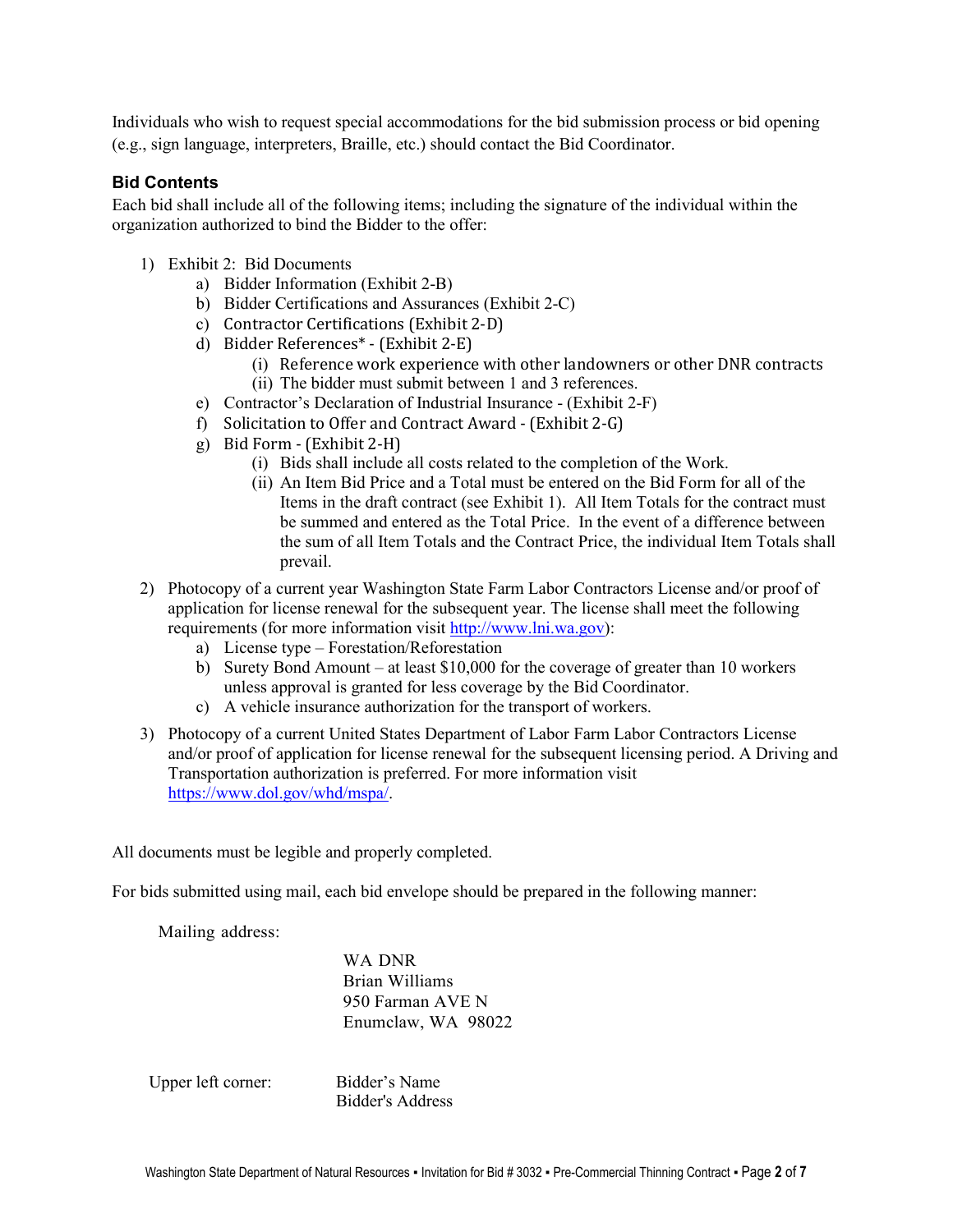Individuals who wish to request special accommodations for the bid submission process or bid opening (e.g., sign language, interpreters, Braille, etc.) should contact the Bid Coordinator.

### Bid Contents

Each bid shall include all of the following items; including the signature of the individual within the organization authorized to bind the Bidder to the offer:

1) Exhibit 2: Bid Documents
   a) Bidder Information (Exhibit 2-B)
   b) Bidder Certifications and Assurances (Exhibit 2-C)
   c) Contractor Certifications (Exhibit 2-D)
   d) Bidder References* - (Exhibit 2-E)
      (i) Reference work experience with other landowners or other DNR contracts
      (ii) The bidder must submit between 1 and 3 references.
   e) Contractor's Declaration of Industrial Insurance - (Exhibit 2-F)
   f) Solicitation to Offer and Contract Award - (Exhibit 2-G)
   g) Bid Form - (Exhibit 2-H)
      (i) Bids shall include all costs related to the completion of the Work.
      (ii) An Item Bid Price and a Total must be entered on the Bid Form for all of the Items in the draft contract (see Exhibit 1). All Item Totals for the contract must be summed and entered as the Total Price. In the event of a difference between the sum of all Item Totals and the Contract Price, the individual Item Totals shall prevail.
2) Photocopy of a current year Washington State Farm Labor Contractors License and/or proof of application for license renewal for the subsequent year. The license shall meet the following requirements (for more information visit [http://www.lni.wa.gov](http://www.lni.wa.gov)):
   a) License type – Forestation/Reforestation
   b) Surety Bond Amount – at least $10,000 for the coverage of greater than 10 workers unless approval is granted for less coverage by the Bid Coordinator.
   c) A vehicle insurance authorization for the transport of workers.
3) Photocopy of a current United States Department of Labor Farm Labor Contractors License and/or proof of application for license renewal for the subsequent licensing period. A Driving and Transportation authorization is preferred. For more information visit [https://www.dol.gov/whd/mspa/](https://www.dol.gov/whd/mspa/).

All documents must be legible and properly completed.

For bids submitted using mail, each bid envelope should be prepared in the following manner:

Mailing address:

WA DNR
Brian Williams
950 Farman AVE N
Enumclaw, WA 98022

Upper left corner: Bidder's Name
Bidder's Address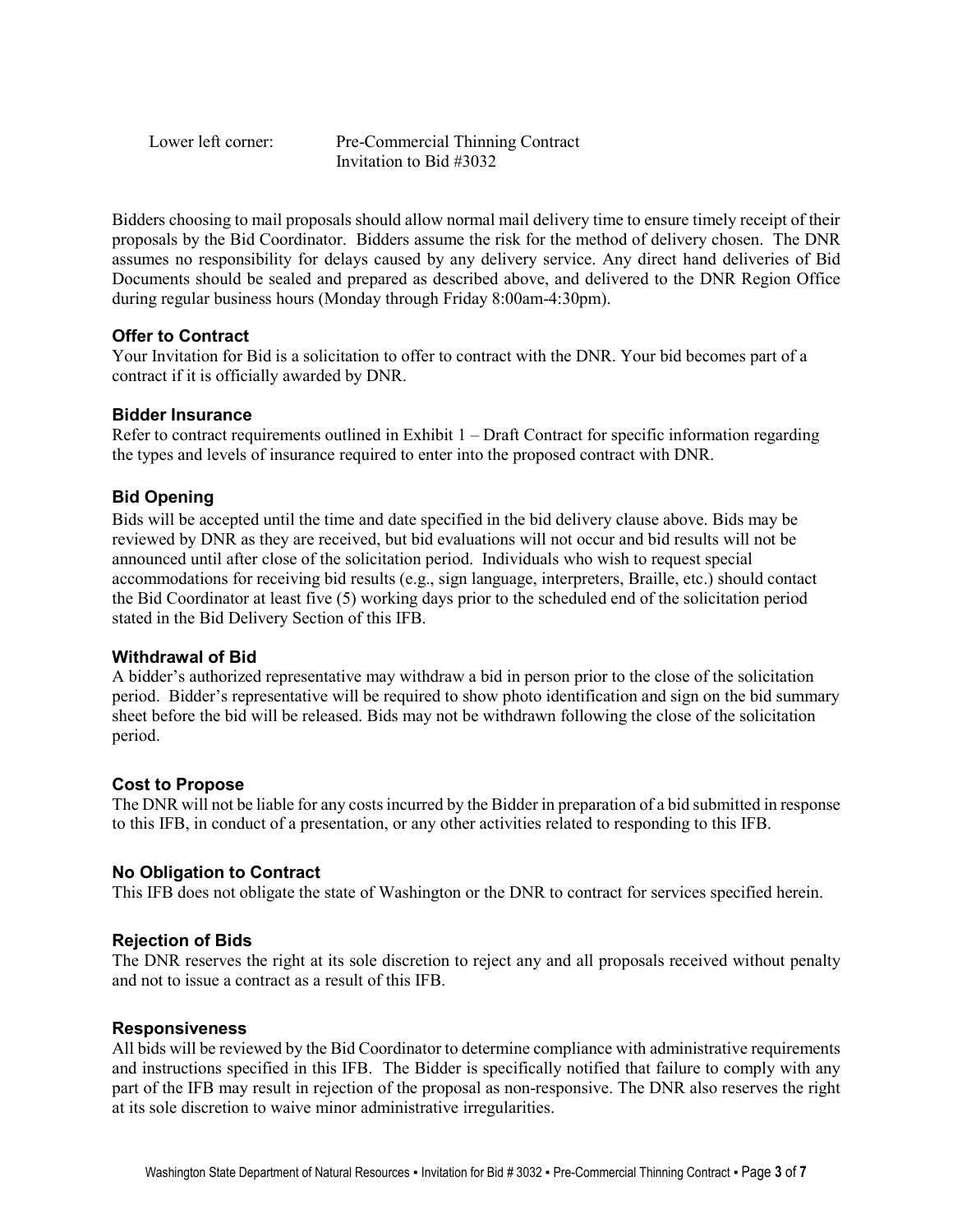Lower left corner: Pre-Commercial Thinning Contract
Invitation to Bid #3032

Bidders choosing to mail proposals should allow normal mail delivery time to ensure timely receipt of their proposals by the Bid Coordinator. Bidders assume the risk for the method of delivery chosen. The DNR assumes no responsibility for delays caused by any delivery service. Any direct hand deliveries of Bid Documents should be sealed and prepared as described above, and delivered to the DNR Region Office during regular business hours (Monday through Friday 8:00am-4:30pm).

### Offer to Contract

Your Invitation for Bid is a solicitation to offer to contract with the DNR. Your bid becomes part of a contract if it is officially awarded by DNR.

### Bidder Insurance

Refer to contract requirements outlined in Exhibit 1 – Draft Contract for specific information regarding the types and levels of insurance required to enter into the proposed contract with DNR.

### Bid Opening

Bids will be accepted until the time and date specified in the bid delivery clause above. Bids may be reviewed by DNR as they are received, but bid evaluations will not occur and bid results will not be announced until after close of the solicitation period. Individuals who wish to request special accommodations for receiving bid results (e.g., sign language, interpreters, Braille, etc.) should contact the Bid Coordinator at least five (5) working days prior to the scheduled end of the solicitation period stated in the Bid Delivery Section of this IFB.

### Withdrawal of Bid

A bidder's authorized representative may withdraw a bid in person prior to the close of the solicitation period. Bidder's representative will be required to show photo identification and sign on the bid summary sheet before the bid will be released. Bids may not be withdrawn following the close of the solicitation period.

### Cost to Propose

The DNR will not be liable for any costs incurred by the Bidder in preparation of a bid submitted in response to this IFB, in conduct of a presentation, or any other activities related to responding to this IFB.

### No Obligation to Contract

This IFB does not obligate the state of Washington or the DNR to contract for services specified herein.

### Rejection of Bids

The DNR reserves the right at its sole discretion to reject any and all proposals received without penalty and not to issue a contract as a result of this IFB.

### Responsiveness

All bids will be reviewed by the Bid Coordinator to determine compliance with administrative requirements and instructions specified in this IFB. The Bidder is specifically notified that failure to comply with any part of the IFB may result in rejection of the proposal as non-responsive. The DNR also reserves the right at its sole discretion to waive minor administrative irregularities.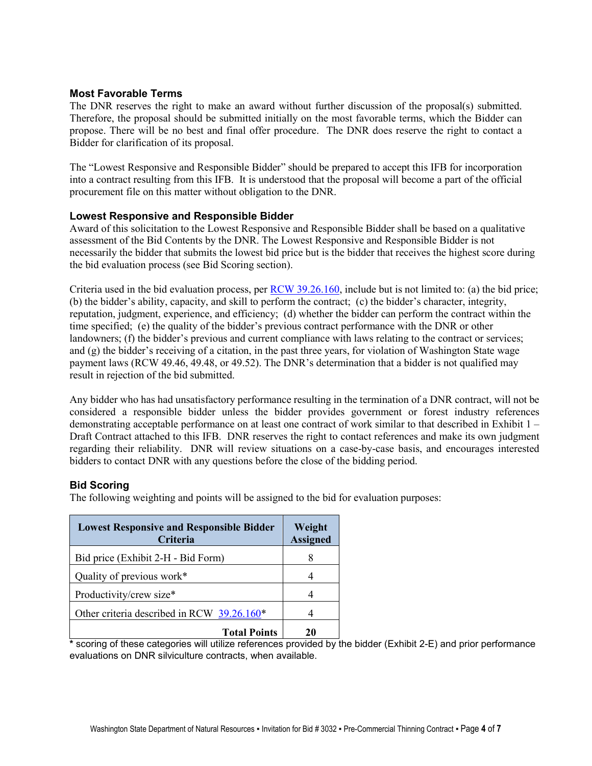### Most Favorable Terms

The DNR reserves the right to make an award without further discussion of the proposal(s) submitted. Therefore, the proposal should be submitted initially on the most favorable terms, which the Bidder can propose. There will be no best and final offer procedure. The DNR does reserve the right to contact a Bidder for clarification of its proposal.

The "Lowest Responsive and Responsible Bidder" should be prepared to accept this IFB for incorporation into a contract resulting from this IFB. It is understood that the proposal will become a part of the official procurement file on this matter without obligation to the DNR.

### Lowest Responsive and Responsible Bidder

Award of this solicitation to the Lowest Responsive and Responsible Bidder shall be based on a qualitative assessment of the Bid Contents by the DNR. The Lowest Responsive and Responsible Bidder is not necessarily the bidder that submits the lowest bid price but is the bidder that receives the highest score during the bid evaluation process (see Bid Scoring section).

Criteria used in the bid evaluation process, per RCW 39.26.160, include but is not limited to: (a) the bid price; (b) the bidder's ability, capacity, and skill to perform the contract; (c) the bidder's character, integrity, reputation, judgment, experience, and efficiency; (d) whether the bidder can perform the contract within the time specified; (e) the quality of the bidder's previous contract performance with the DNR or other landowners; (f) the bidder's previous and current compliance with laws relating to the contract or services; and (g) the bidder's receiving of a citation, in the past three years, for violation of Washington State wage payment laws (RCW 49.46, 49.48, or 49.52). The DNR's determination that a bidder is not qualified may result in rejection of the bid submitted.

Any bidder who has had unsatisfactory performance resulting in the termination of a DNR contract, will not be considered a responsible bidder unless the bidder provides government or forest industry references demonstrating acceptable performance on at least one contract of work similar to that described in Exhibit 1 – Draft Contract attached to this IFB. DNR reserves the right to contact references and make its own judgment regarding their reliability. DNR will review situations on a case-by-case basis, and encourages interested bidders to contact DNR with any questions before the close of the bidding period.

### Bid Scoring

The following weighting and points will be assigned to the bid for evaluation purposes:

| Lowest Responsive and Responsible Bidder Criteria | Weight Assigned |
|---|---|
| Bid price (Exhibit 2-H - Bid Form) | 8 |
| Quality of previous work* | 4 |
| Productivity/crew size* | 4 |
| Other criteria described in RCW 39.26.160* | 4 |
| **Total Points** | **20** |

* scoring of these categories will utilize references provided by the bidder (Exhibit 2-E) and prior performance evaluations on DNR silviculture contracts, when available.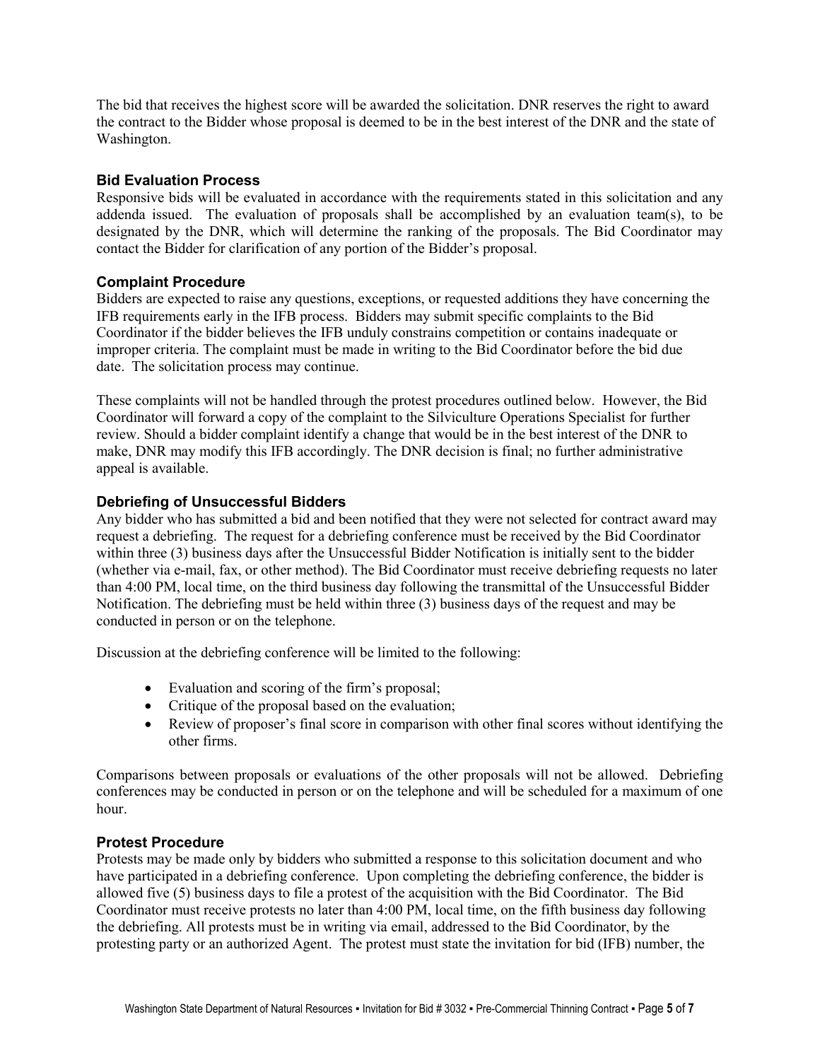The bid that receives the highest score will be awarded the solicitation. DNR reserves the right to award the contract to the Bidder whose proposal is deemed to be in the best interest of the DNR and the state of Washington.

### Bid Evaluation Process

Responsive bids will be evaluated in accordance with the requirements stated in this solicitation and any addenda issued. The evaluation of proposals shall be accomplished by an evaluation team(s), to be designated by the DNR, which will determine the ranking of the proposals. The Bid Coordinator may contact the Bidder for clarification of any portion of the Bidder's proposal.

### Complaint Procedure

Bidders are expected to raise any questions, exceptions, or requested additions they have concerning the IFB requirements early in the IFB process. Bidders may submit specific complaints to the Bid Coordinator if the bidder believes the IFB unduly constrains competition or contains inadequate or improper criteria. The complaint must be made in writing to the Bid Coordinator before the bid due date. The solicitation process may continue.

These complaints will not be handled through the protest procedures outlined below. However, the Bid Coordinator will forward a copy of the complaint to the Silviculture Operations Specialist for further review. Should a bidder complaint identify a change that would be in the best interest of the DNR to make, DNR may modify this IFB accordingly. The DNR decision is final; no further administrative appeal is available.

### Debriefing of Unsuccessful Bidders

Any bidder who has submitted a bid and been notified that they were not selected for contract award may request a debriefing. The request for a debriefing conference must be received by the Bid Coordinator within three (3) business days after the Unsuccessful Bidder Notification is initially sent to the bidder (whether via e-mail, fax, or other method). The Bid Coordinator must receive debriefing requests no later than 4:00 PM, local time, on the third business day following the transmittal of the Unsuccessful Bidder Notification. The debriefing must be held within three (3) business days of the request and may be conducted in person or on the telephone.

Discussion at the debriefing conference will be limited to the following:

- Evaluation and scoring of the firm's proposal;
- Critique of the proposal based on the evaluation;
- Review of proposer's final score in comparison with other final scores without identifying the other firms.

Comparisons between proposals or evaluations of the other proposals will not be allowed. Debriefing conferences may be conducted in person or on the telephone and will be scheduled for a maximum of one hour.

### Protest Procedure

Protests may be made only by bidders who submitted a response to this solicitation document and who have participated in a debriefing conference. Upon completing the debriefing conference, the bidder is allowed five (5) business days to file a protest of the acquisition with the Bid Coordinator. The Bid Coordinator must receive protests no later than 4:00 PM, local time, on the fifth business day following the debriefing. All protests must be in writing via email, addressed to the Bid Coordinator, by the protesting party or an authorized Agent. The protest must state the invitation for bid (IFB) number, the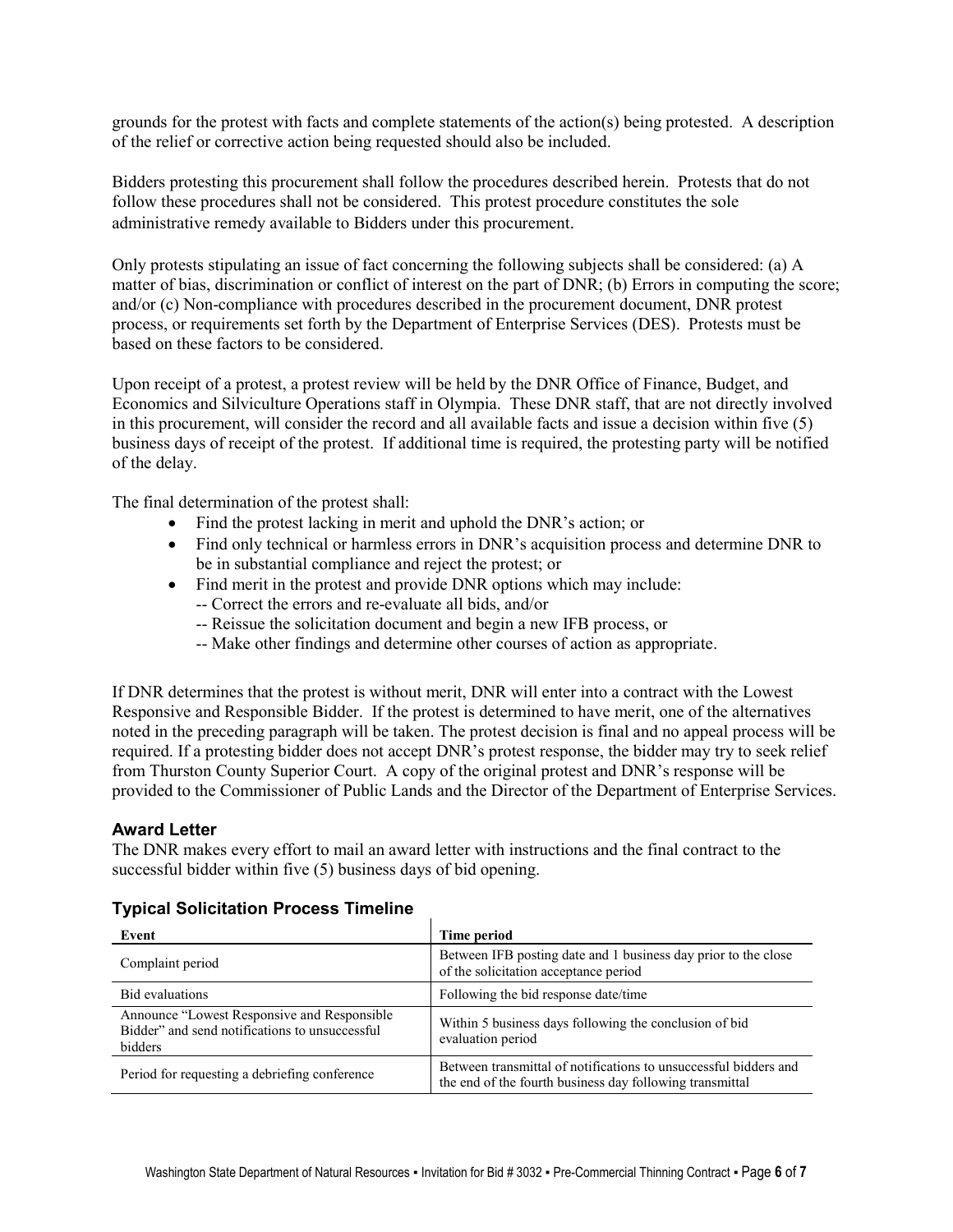grounds for the protest with facts and complete statements of the action(s) being protested. A description of the relief or corrective action being requested should also be included.

Bidders protesting this procurement shall follow the procedures described herein. Protests that do not follow these procedures shall not be considered. This protest procedure constitutes the sole administrative remedy available to Bidders under this procurement.

Only protests stipulating an issue of fact concerning the following subjects shall be considered: (a) A matter of bias, discrimination or conflict of interest on the part of DNR; (b) Errors in computing the score; and/or (c) Non-compliance with procedures described in the procurement document, DNR protest process, or requirements set forth by the Department of Enterprise Services (DES). Protests must be based on these factors to be considered.

Upon receipt of a protest, a protest review will be held by the DNR Office of Finance, Budget, and Economics and Silviculture Operations staff in Olympia. These DNR staff, that are not directly involved in this procurement, will consider the record and all available facts and issue a decision within five (5) business days of receipt of the protest. If additional time is required, the protesting party will be notified of the delay.

The final determination of the protest shall:

- Find the protest lacking in merit and uphold the DNR's action; or
- Find only technical or harmless errors in DNR's acquisition process and determine DNR to be in substantial compliance and reject the protest; or
- Find merit in the protest and provide DNR options which may include:
  - -- Correct the errors and re-evaluate all bids, and/or
  - -- Reissue the solicitation document and begin a new IFB process, or
  - -- Make other findings and determine other courses of action as appropriate.

If DNR determines that the protest is without merit, DNR will enter into a contract with the Lowest Responsive and Responsible Bidder. If the protest is determined to have merit, one of the alternatives noted in the preceding paragraph will be taken. The protest decision is final and no appeal process will be required. If a protesting bidder does not accept DNR's protest response, the bidder may try to seek relief from Thurston County Superior Court. A copy of the original protest and DNR's response will be provided to the Commissioner of Public Lands and the Director of the Department of Enterprise Services.

### Award Letter

The DNR makes every effort to mail an award letter with instructions and the final contract to the successful bidder within five (5) business days of bid opening.

### Typical Solicitation Process Timeline

| Event | Time period |
|---|---|
| Complaint period | Between IFB posting date and 1 business day prior to the close of the solicitation acceptance period |
| Bid evaluations | Following the bid response date/time |
| Announce "Lowest Responsive and Responsible Bidder" and send notifications to unsuccessful bidders | Within 5 business days following the conclusion of bid evaluation period |
| Period for requesting a debriefing conference | Between transmittal of notifications to unsuccessful bidders and the end of the fourth business day following transmittal |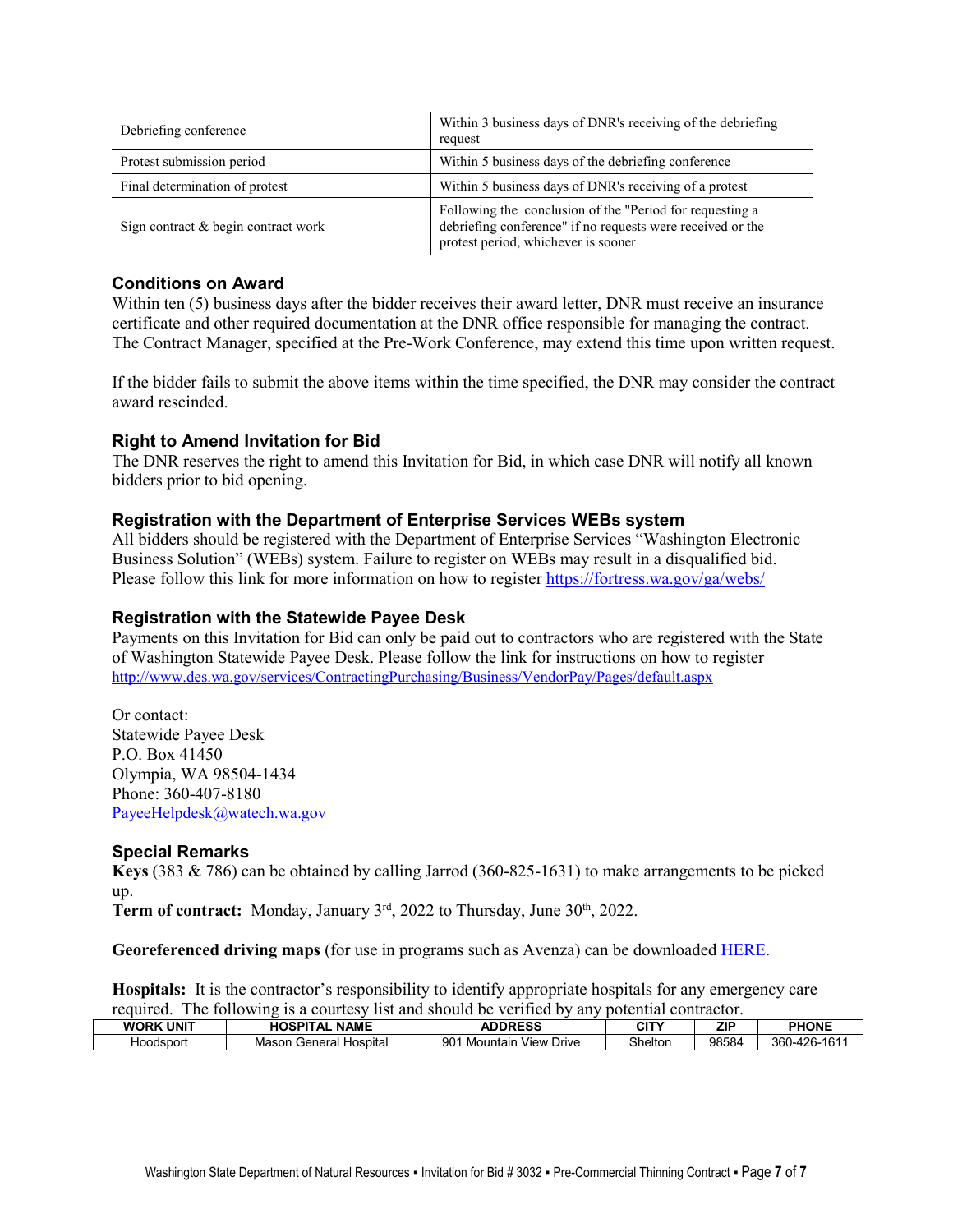| | |
|---|---|
| Debriefing conference | Within 3 business days of DNR's receiving of the debriefing request |
| Protest submission period | Within 5 business days of the debriefing conference |
| Final determination of protest | Within 5 business days of DNR's receiving of a protest |
| Sign contract & begin contract work | Following the conclusion of the "Period for requesting a debriefing conference" if no requests were received or the protest period, whichever is sooner |

### Conditions on Award

Within ten (5) business days after the bidder receives their award letter, DNR must receive an insurance certificate and other required documentation at the DNR office responsible for managing the contract. The Contract Manager, specified at the Pre-Work Conference, may extend this time upon written request.

If the bidder fails to submit the above items within the time specified, the DNR may consider the contract award rescinded.

### Right to Amend Invitation for Bid

The DNR reserves the right to amend this Invitation for Bid, in which case DNR will notify all known bidders prior to bid opening.

### Registration with the Department of Enterprise Services WEBs system

All bidders should be registered with the Department of Enterprise Services "Washington Electronic Business Solution" (WEBs) system. Failure to register on WEBs may result in a disqualified bid. Please follow this link for more information on how to register https://fortress.wa.gov/ga/webs/

### Registration with the Statewide Payee Desk

Payments on this Invitation for Bid can only be paid out to contractors who are registered with the State of Washington Statewide Payee Desk. Please follow the link for instructions on how to register http://www.des.wa.gov/services/ContractingPurchasing/Business/VendorPay/Pages/default.aspx

Or contact:
Statewide Payee Desk
P.O. Box 41450
Olympia, WA 98504-1434
Phone: 360-407-8180
PayeeHelpdesk@watech.wa.gov

### Special Remarks

**Keys** (383 & 786) can be obtained by calling Jarrod (360-825-1631) to make arrangements to be picked up.

**Term of contract:** Monday, January 3rd, 2022 to Thursday, June 30th, 2022.

**Georeferenced driving maps** (for use in programs such as Avenza) can be downloaded HERE.

**Hospitals:** It is the contractor's responsibility to identify appropriate hospitals for any emergency care required. The following is a courtesy list and should be verified by any potential contractor.

| WORK UNIT | HOSPITAL NAME | ADDRESS | CITY | ZIP | PHONE |
|---|---|---|---|---|---|
| Hoodsport | Mason General Hospital | 901 Mountain View Drive | Shelton | 98584 | 360-426-1611 |